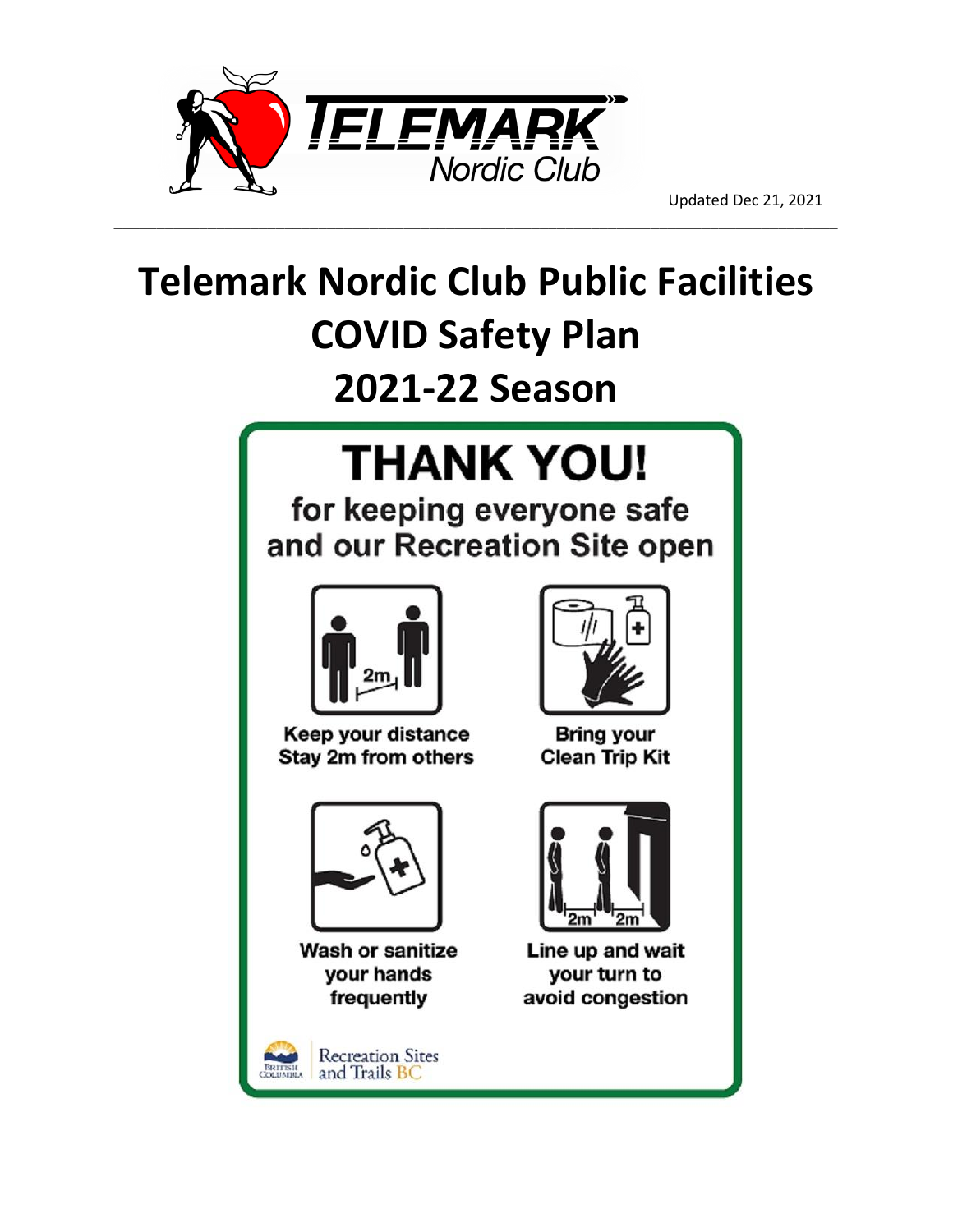Updated Dec 21, 2021

# Telemark Nordic Club Public Facilities COVID Safety Plan 2021-22 Season

## THANK YOU!

for keeping everyone safe and our Recreation Site open

Keep your distance
Stay 2m from others

Bring your
Clean Trip Kit

Wash or sanitize
your hands
frequently

Line up and wait
your turn to
avoid congestion

Recreation Sites and Trails BC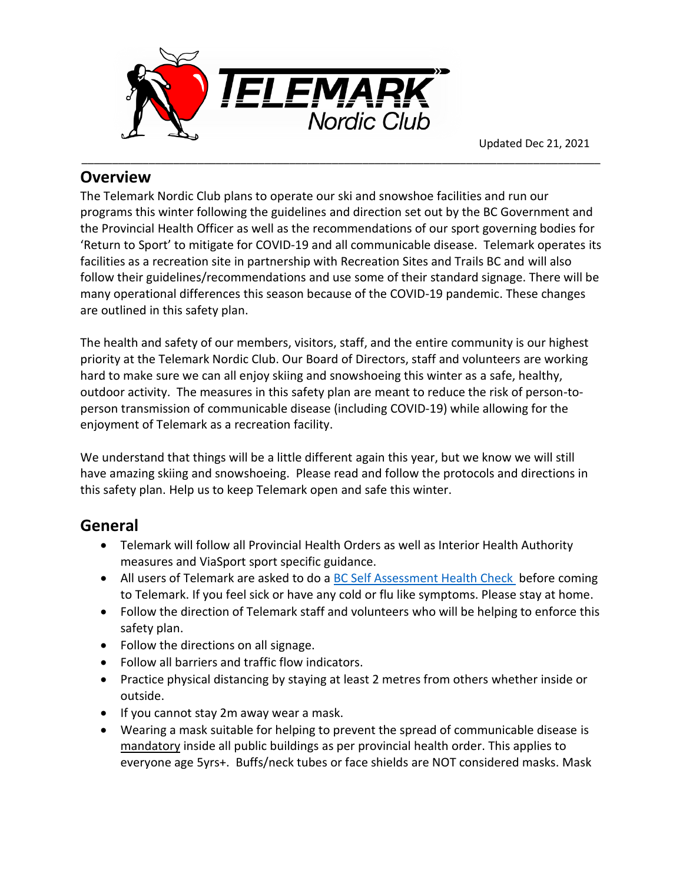Updated Dec 21, 2021

## Overview

The Telemark Nordic Club plans to operate our ski and snowshoe facilities and run our programs this winter following the guidelines and direction set out by the BC Government and the Provincial Health Officer as well as the recommendations of our sport governing bodies for 'Return to Sport' to mitigate for COVID-19 and all communicable disease. Telemark operates its facilities as a recreation site in partnership with Recreation Sites and Trails BC and will also follow their guidelines/recommendations and use some of their standard signage. There will be many operational differences this season because of the COVID-19 pandemic. These changes are outlined in this safety plan.

The health and safety of our members, visitors, staff, and the entire community is our highest priority at the Telemark Nordic Club. Our Board of Directors, staff and volunteers are working hard to make sure we can all enjoy skiing and snowshoeing this winter as a safe, healthy, outdoor activity. The measures in this safety plan are meant to reduce the risk of person-to-person transmission of communicable disease (including COVID-19) while allowing for the enjoyment of Telemark as a recreation facility.

We understand that things will be a little different again this year, but we know we will still have amazing skiing and snowshoeing. Please read and follow the protocols and directions in this safety plan. Help us to keep Telemark open and safe this winter.

## General

- Telemark will follow all Provincial Health Orders as well as Interior Health Authority measures and ViaSport sport specific guidance.
- All users of Telemark are asked to do a BC Self Assessment Health Check before coming to Telemark. If you feel sick or have any cold or flu like symptoms. Please stay at home.
- Follow the direction of Telemark staff and volunteers who will be helping to enforce this safety plan.
- Follow the directions on all signage.
- Follow all barriers and traffic flow indicators.
- Practice physical distancing by staying at least 2 metres from others whether inside or outside.
- If you cannot stay 2m away wear a mask.
- Wearing a mask suitable for helping to prevent the spread of communicable disease is mandatory inside all public buildings as per provincial health order. This applies to everyone age 5yrs+. Buffs/neck tubes or face shields are NOT considered masks. Mask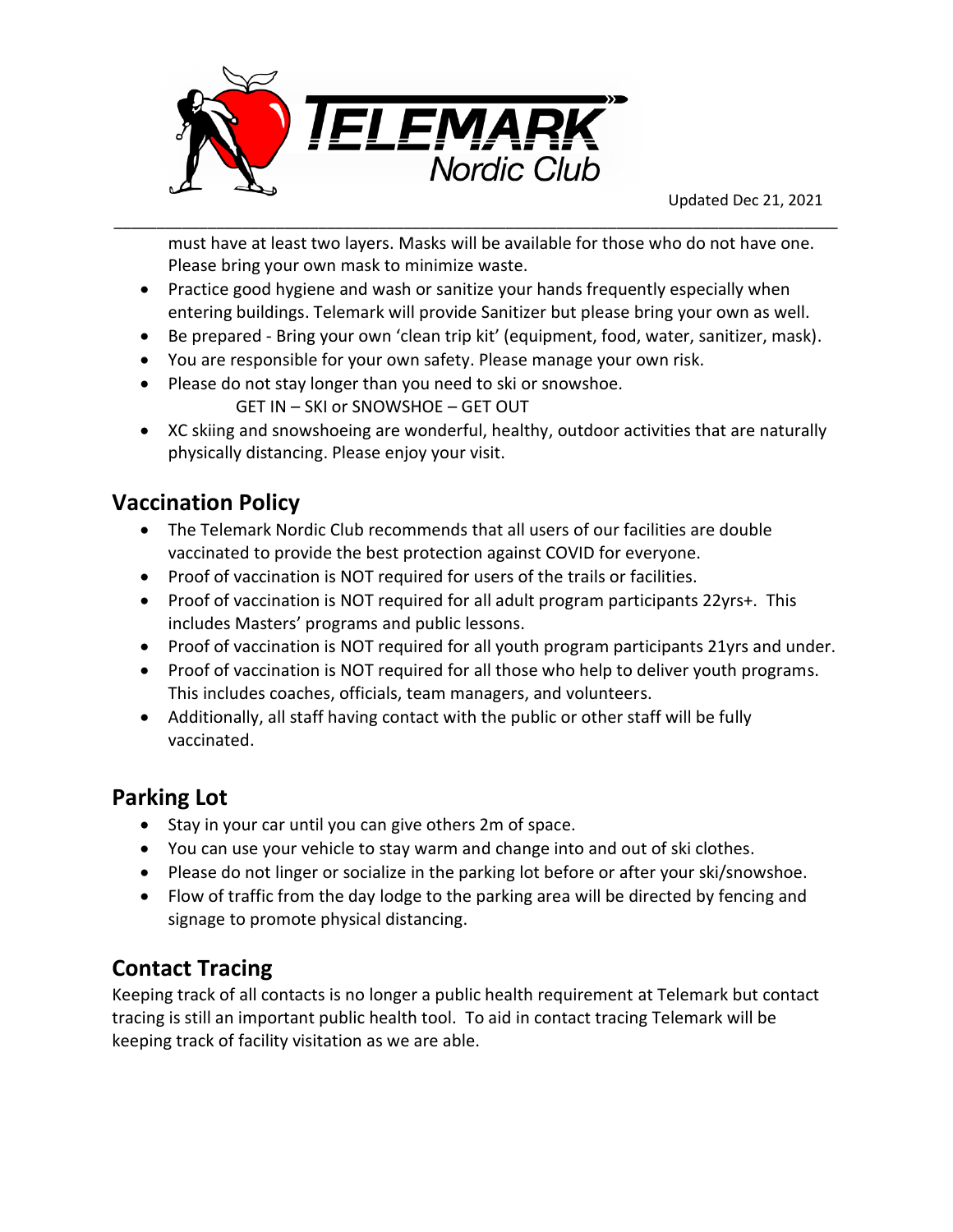must have at least two layers. Masks will be available for those who do not have one. Please bring your own mask to minimize waste.

- Practice good hygiene and wash or sanitize your hands frequently especially when entering buildings. Telemark will provide Sanitizer but please bring your own as well.
- Be prepared - Bring your own 'clean trip kit' (equipment, food, water, sanitizer, mask).
- You are responsible for your own safety. Please manage your own risk.
- Please do not stay longer than you need to ski or snowshoe.
  GET IN – SKI or SNOWSHOE – GET OUT
- XC skiing and snowshoeing are wonderful, healthy, outdoor activities that are naturally physically distancing. Please enjoy your visit.

## Vaccination Policy

- The Telemark Nordic Club recommends that all users of our facilities are double vaccinated to provide the best protection against COVID for everyone.
- Proof of vaccination is NOT required for users of the trails or facilities.
- Proof of vaccination is NOT required for all adult program participants 22yrs+. This includes Masters' programs and public lessons.
- Proof of vaccination is NOT required for all youth program participants 21yrs and under.
- Proof of vaccination is NOT required for all those who help to deliver youth programs. This includes coaches, officials, team managers, and volunteers.
- Additionally, all staff having contact with the public or other staff will be fully vaccinated.

## Parking Lot

- Stay in your car until you can give others 2m of space.
- You can use your vehicle to stay warm and change into and out of ski clothes.
- Please do not linger or socialize in the parking lot before or after your ski/snowshoe.
- Flow of traffic from the day lodge to the parking area will be directed by fencing and signage to promote physical distancing.

## Contact Tracing

Keeping track of all contacts is no longer a public health requirement at Telemark but contact tracing is still an important public health tool. To aid in contact tracing Telemark will be keeping track of facility visitation as we are able.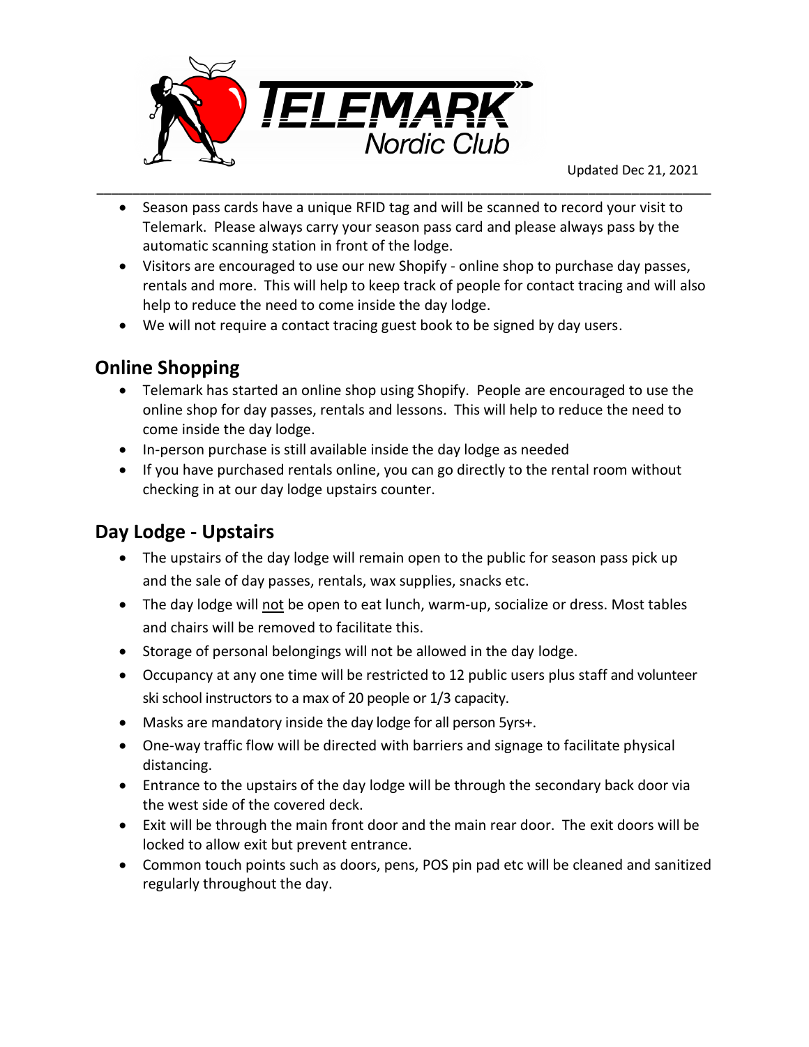- Season pass cards have a unique RFID tag and will be scanned to record your visit to Telemark. Please always carry your season pass card and please always pass by the automatic scanning station in front of the lodge.
- Visitors are encouraged to use our new Shopify - online shop to purchase day passes, rentals and more. This will help to keep track of people for contact tracing and will also help to reduce the need to come inside the day lodge.
- We will not require a contact tracing guest book to be signed by day users.

## Online Shopping

- Telemark has started an online shop using Shopify. People are encouraged to use the online shop for day passes, rentals and lessons. This will help to reduce the need to come inside the day lodge.
- In-person purchase is still available inside the day lodge as needed
- If you have purchased rentals online, you can go directly to the rental room without checking in at our day lodge upstairs counter.

## Day Lodge - Upstairs

- The upstairs of the day lodge will remain open to the public for season pass pick up and the sale of day passes, rentals, wax supplies, snacks etc.
- The day lodge will <u>not</u> be open to eat lunch, warm-up, socialize or dress. Most tables and chairs will be removed to facilitate this.
- Storage of personal belongings will not be allowed in the day lodge.
- Occupancy at any one time will be restricted to 12 public users plus staff and volunteer ski school instructors to a max of 20 people or 1/3 capacity.
- Masks are mandatory inside the day lodge for all person 5yrs+.
- One-way traffic flow will be directed with barriers and signage to facilitate physical distancing.
- Entrance to the upstairs of the day lodge will be through the secondary back door via the west side of the covered deck.
- Exit will be through the main front door and the main rear door. The exit doors will be locked to allow exit but prevent entrance.
- Common touch points such as doors, pens, POS pin pad etc will be cleaned and sanitized regularly throughout the day.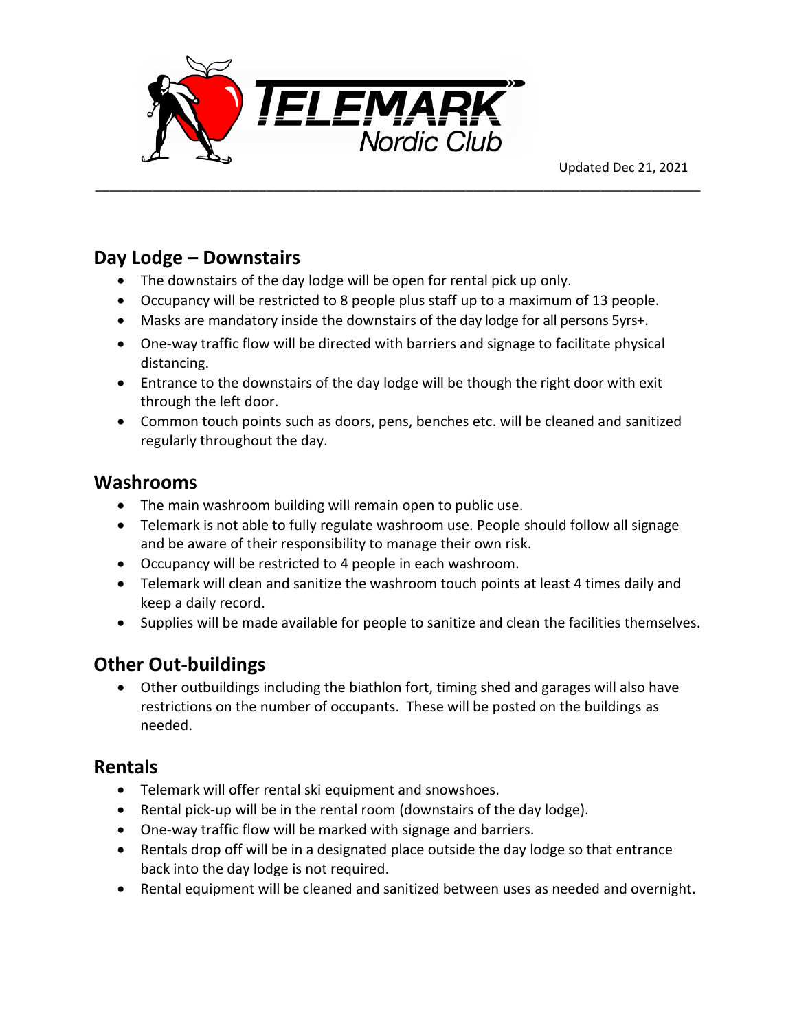## Day Lodge – Downstairs

- The downstairs of the day lodge will be open for rental pick up only.
- Occupancy will be restricted to 8 people plus staff up to a maximum of 13 people.
- Masks are mandatory inside the downstairs of the day lodge for all persons 5yrs+.
- One-way traffic flow will be directed with barriers and signage to facilitate physical distancing.
- Entrance to the downstairs of the day lodge will be though the right door with exit through the left door.
- Common touch points such as doors, pens, benches etc. will be cleaned and sanitized regularly throughout the day.

## Washrooms

- The main washroom building will remain open to public use.
- Telemark is not able to fully regulate washroom use. People should follow all signage and be aware of their responsibility to manage their own risk.
- Occupancy will be restricted to 4 people in each washroom.
- Telemark will clean and sanitize the washroom touch points at least 4 times daily and keep a daily record.
- Supplies will be made available for people to sanitize and clean the facilities themselves.

## Other Out-buildings

- Other outbuildings including the biathlon fort, timing shed and garages will also have restrictions on the number of occupants. These will be posted on the buildings as needed.

## Rentals

- Telemark will offer rental ski equipment and snowshoes.
- Rental pick-up will be in the rental room (downstairs of the day lodge).
- One-way traffic flow will be marked with signage and barriers.
- Rentals drop off will be in a designated place outside the day lodge so that entrance back into the day lodge is not required.
- Rental equipment will be cleaned and sanitized between uses as needed and overnight.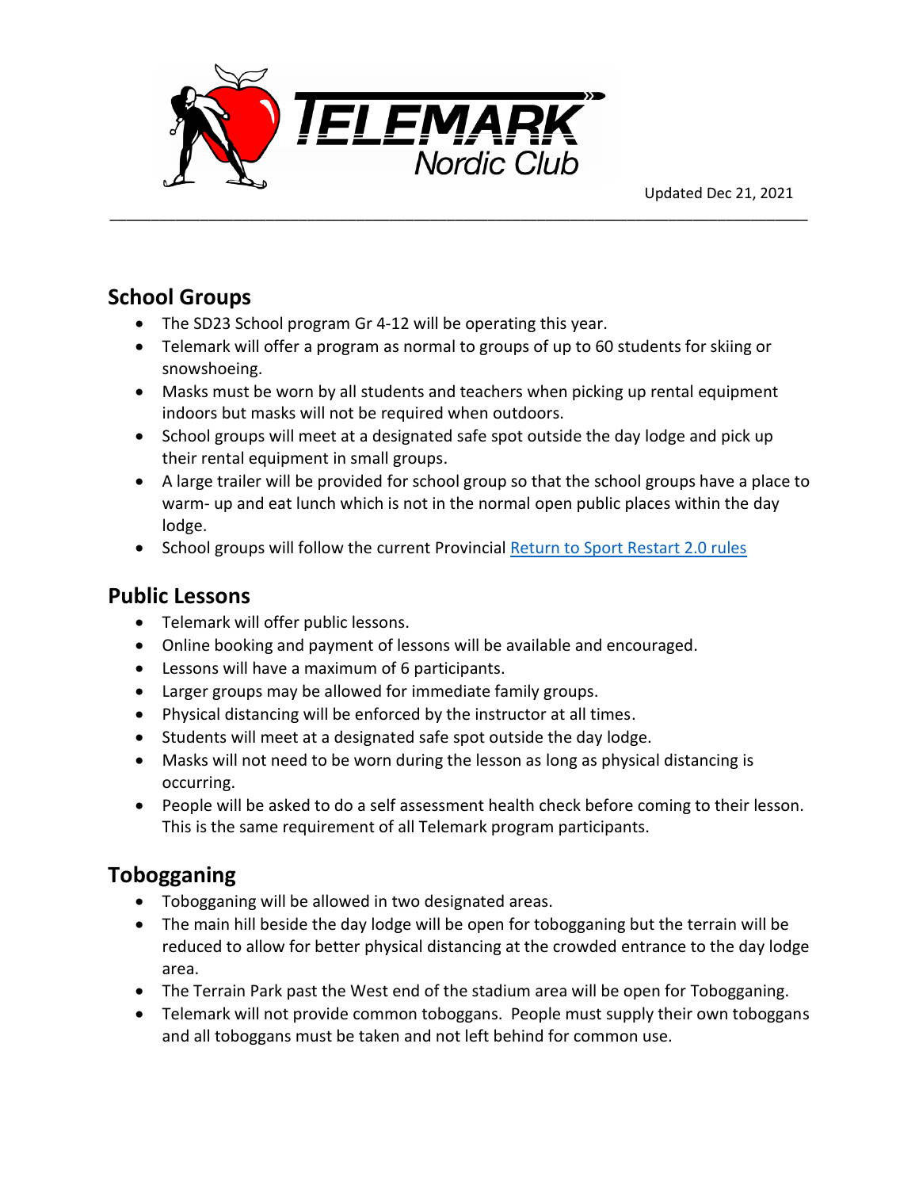Updated Dec 21, 2021

## School Groups

- The SD23 School program Gr 4-12 will be operating this year.
- Telemark will offer a program as normal to groups of up to 60 students for skiing or snowshoeing.
- Masks must be worn by all students and teachers when picking up rental equipment indoors but masks will not be required when outdoors.
- School groups will meet at a designated safe spot outside the day lodge and pick up their rental equipment in small groups.
- A large trailer will be provided for school group so that the school groups have a place to warm- up and eat lunch which is not in the normal open public places within the day lodge.
- School groups will follow the current Provincial [Return to Sport Restart 2.0 rules]

## Public Lessons

- Telemark will offer public lessons.
- Online booking and payment of lessons will be available and encouraged.
- Lessons will have a maximum of 6 participants.
- Larger groups may be allowed for immediate family groups.
- Physical distancing will be enforced by the instructor at all times.
- Students will meet at a designated safe spot outside the day lodge.
- Masks will not need to be worn during the lesson as long as physical distancing is occurring.
- People will be asked to do a self assessment health check before coming to their lesson. This is the same requirement of all Telemark program participants.

## Tobogganing

- Tobogganing will be allowed in two designated areas.
- The main hill beside the day lodge will be open for tobogganing but the terrain will be reduced to allow for better physical distancing at the crowded entrance to the day lodge area.
- The Terrain Park past the West end of the stadium area will be open for Tobogganing.
- Telemark will not provide common toboggans. People must supply their own toboggans and all toboggans must be taken and not left behind for common use.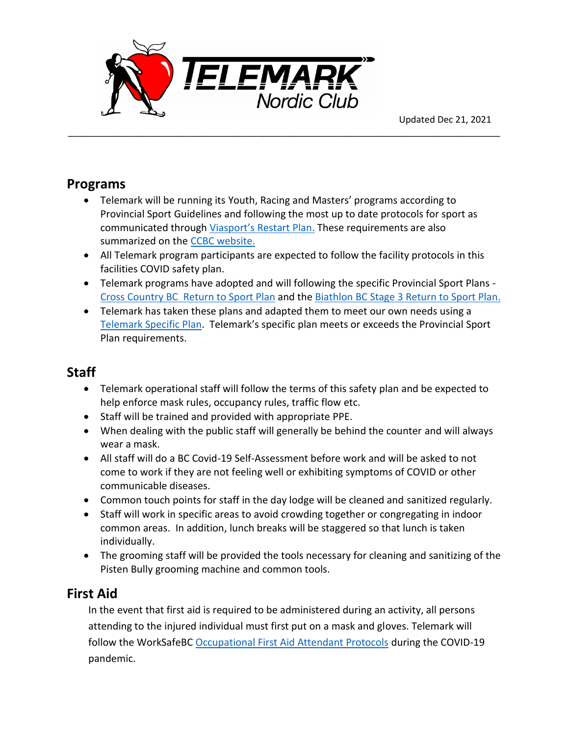## Programs

- Telemark will be running its Youth, Racing and Masters' programs according to Provincial Sport Guidelines and following the most up to date protocols for sport as communicated through Viasport's Restart Plan. These requirements are also summarized on the CCBC website.
- All Telemark program participants are expected to follow the facility protocols in this facilities COVID safety plan.
- Telemark programs have adopted and will following the specific Provincial Sport Plans - Cross Country BC Return to Sport Plan and the Biathlon BC Stage 3 Return to Sport Plan.
- Telemark has taken these plans and adapted them to meet our own needs using a Telemark Specific Plan. Telemark's specific plan meets or exceeds the Provincial Sport Plan requirements.

## Staff

- Telemark operational staff will follow the terms of this safety plan and be expected to help enforce mask rules, occupancy rules, traffic flow etc.
- Staff will be trained and provided with appropriate PPE.
- When dealing with the public staff will generally be behind the counter and will always wear a mask.
- All staff will do a BC Covid-19 Self-Assessment before work and will be asked to not come to work if they are not feeling well or exhibiting symptoms of COVID or other communicable diseases.
- Common touch points for staff in the day lodge will be cleaned and sanitized regularly.
- Staff will work in specific areas to avoid crowding together or congregating in indoor common areas. In addition, lunch breaks will be staggered so that lunch is taken individually.
- The grooming staff will be provided the tools necessary for cleaning and sanitizing of the Pisten Bully grooming machine and common tools.

## First Aid

In the event that first aid is required to be administered during an activity, all persons attending to the injured individual must first put on a mask and gloves. Telemark will follow the WorkSafeBC Occupational First Aid Attendant Protocols during the COVID-19 pandemic.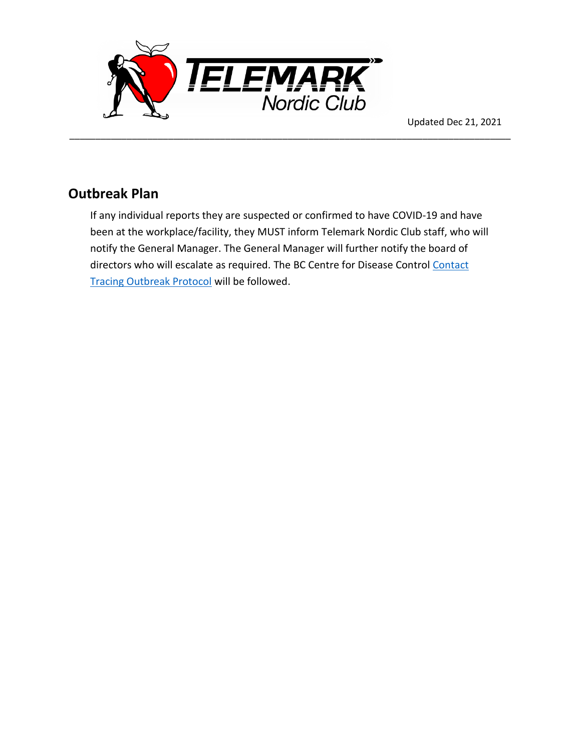## Outbreak Plan

If any individual reports they are suspected or confirmed to have COVID-19 and have been at the workplace/facility, they MUST inform Telemark Nordic Club staff, who will notify the General Manager. The General Manager will further notify the board of directors who will escalate as required. The BC Centre for Disease Control Contact Tracing Outbreak Protocol will be followed.